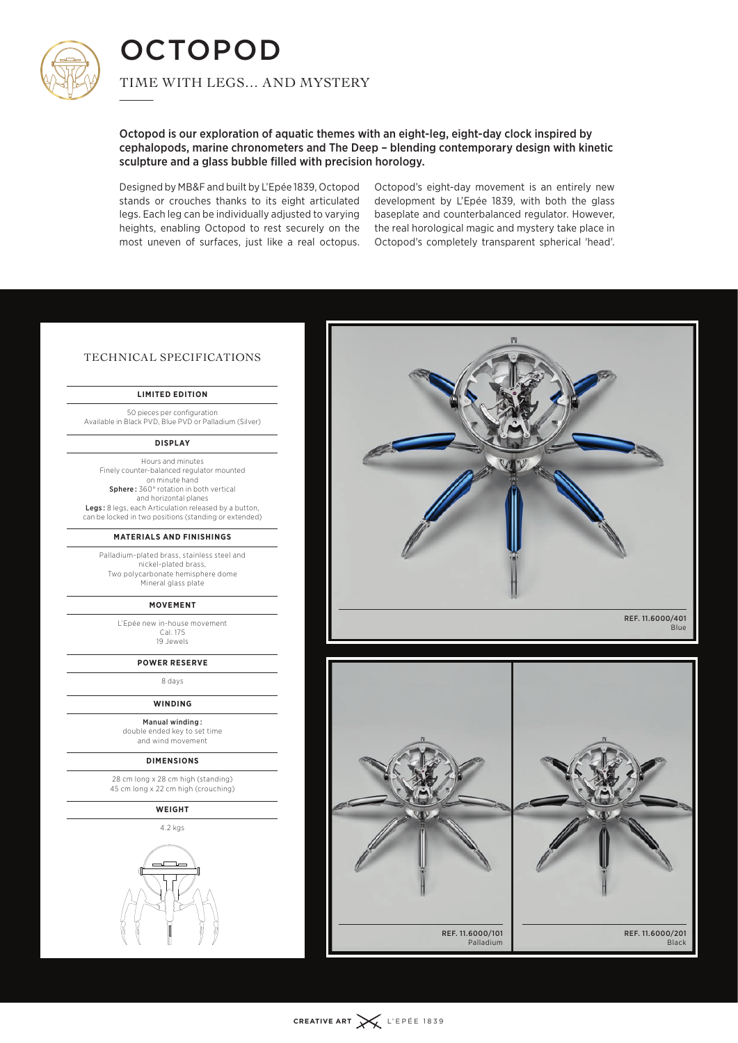# OCTOPOD

TIME WITH LEGS... AND MYSTERY

**Octopod is our exploration of aquatic themes with an eight-leg, eight-day clock inspired by cephalopods, marine chronometers and The Deep – blending contemporary design with kinetic sculpture and a glass bubble filled with precision horology.**

Designed by MB&F and built by L'Epée 1839, Octopod stands or crouches thanks to its eight articulated legs. Each leg can be individually adjusted to varying heights, enabling Octopod to rest securely on the most uneven of surfaces, just like a real octopus.

Octopod's eight-day movement is an entirely new development by L'Epée 1839, with both the glass baseplate and counterbalanced regulator. However, the real horological magic and mystery take place in Octopod's completely transparent spherical 'head'.

## TECHNICAL SPECIFICATIONS

### LIMITED EDITION

50 pieces per configuration
Available in Black PVD, Blue PVD or Palladium (Silver)

### DISPLAY

Hours and minutes
Finely counter-balanced regulator mounted on minute hand
**Sphere:** 360° rotation in both vertical and horizontal planes
**Legs:** 8 legs, each Articulation released by a button, can be locked in two positions (standing or extended)

### MATERIALS AND FINISHINGS

Palladium-plated brass, stainless steel and nickel-plated brass,
Two polycarbonate hemisphere dome
Mineral glass plate

### MOVEMENT

L'Epée new in-house movement
Cal. 175
19 Jewels

### POWER RESERVE

8 days

### WINDING

**Manual winding:**
double ended key to set time and wind movement

### DIMENSIONS

28 cm long x 28 cm high (standing)
45 cm long x 22 cm high (crouching)

### WEIGHT

4.2 kgs

**REF. 11.6000/401**
Blue

**REF. 11.6000/101**
Palladium

**REF. 11.6000/201**
Black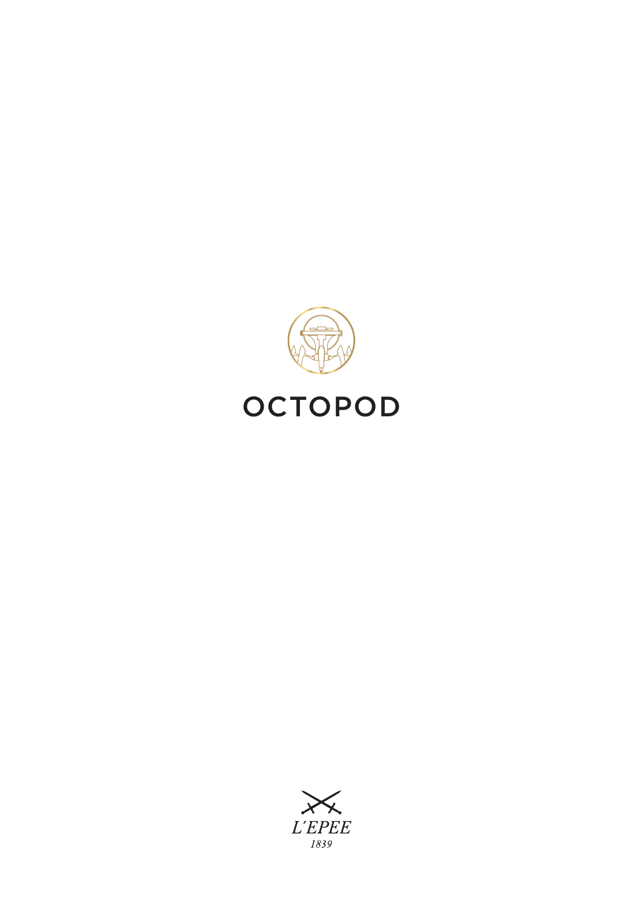# OCTOPOD

L'EPEE
1839